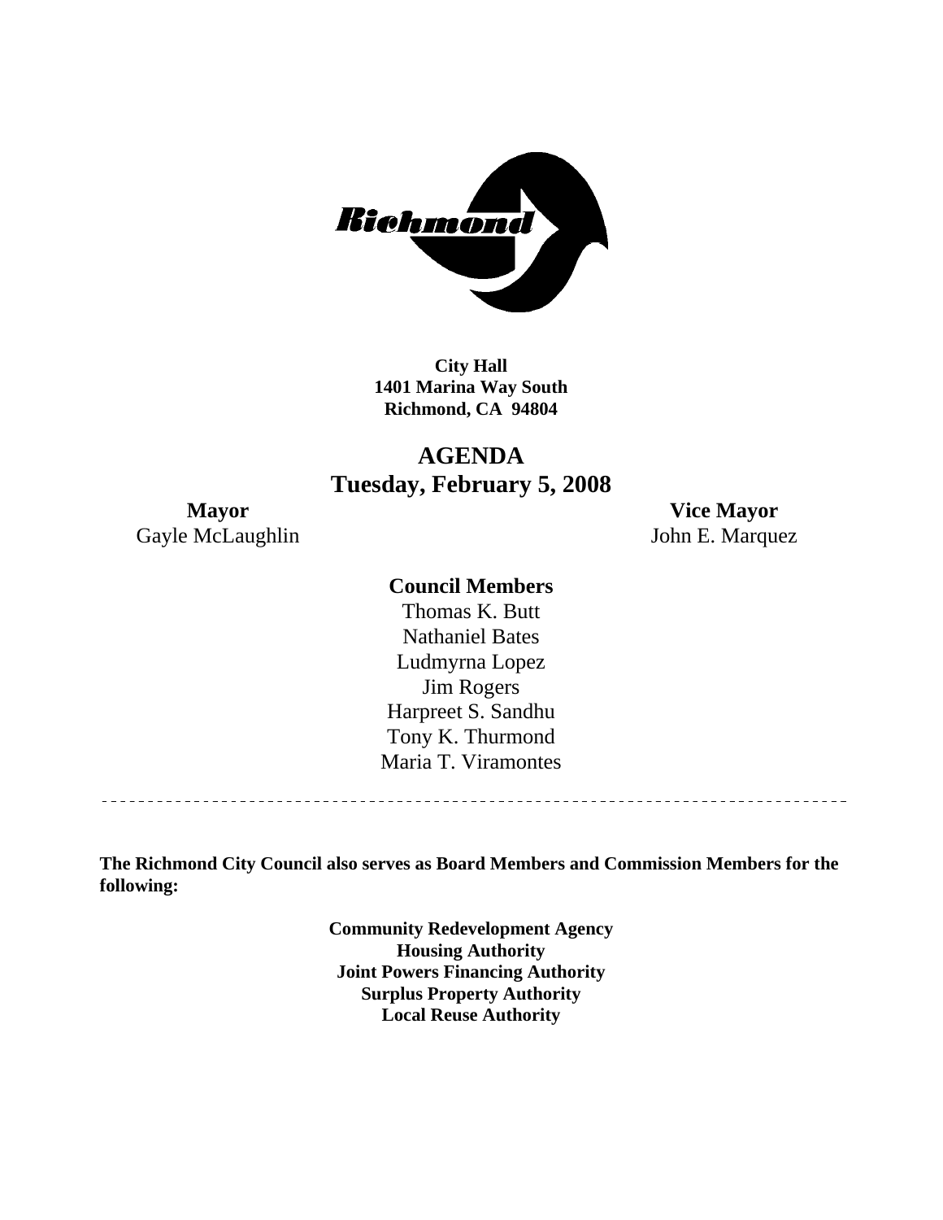**City Hall**
**1401 Marina Way South**
**Richmond, CA 94804**

# AGENDA
## Tuesday, February 5, 2008

**Mayor**
Gayle McLaughlin

**Vice Mayor**
John E. Marquez

**Council Members**

Thomas K. Butt
Nathaniel Bates
Ludmyrna Lopez
Jim Rogers
Harpreet S. Sandhu
Tony K. Thurmond
Maria T. Viramontes

---

**The Richmond City Council also serves as Board Members and Commission Members for the following:**

**Community Redevelopment Agency**
**Housing Authority**
**Joint Powers Financing Authority**
**Surplus Property Authority**
**Local Reuse Authority**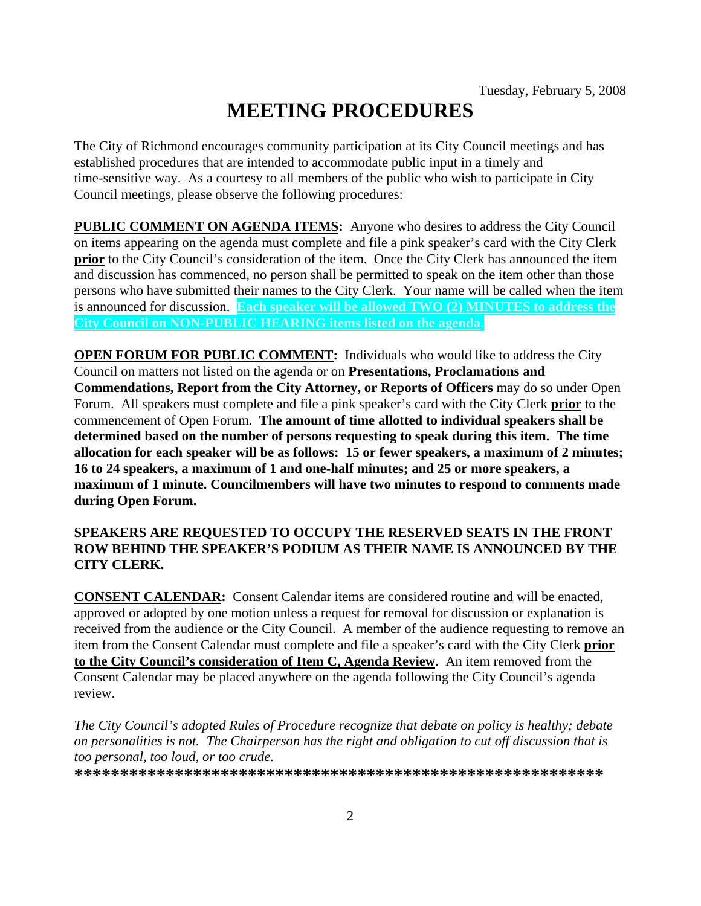Tuesday, February 5, 2008

# MEETING PROCEDURES

The City of Richmond encourages community participation at its City Council meetings and has established procedures that are intended to accommodate public input in a timely and time-sensitive way. As a courtesy to all members of the public who wish to participate in City Council meetings, please observe the following procedures:

**PUBLIC COMMENT ON AGENDA ITEMS:** Anyone who desires to address the City Council on items appearing on the agenda must complete and file a pink speaker's card with the City Clerk **prior** to the City Council's consideration of the item. Once the City Clerk has announced the item and discussion has commenced, no person shall be permitted to speak on the item other than those persons who have submitted their names to the City Clerk. Your name will be called when the item is announced for discussion. **Each speaker will be allowed TWO (2) MINUTES to address the City Council on NON-PUBLIC HEARING items listed on the agenda.**

**OPEN FORUM FOR PUBLIC COMMENT:** Individuals who would like to address the City Council on matters not listed on the agenda or on **Presentations, Proclamations and Commendations, Report from the City Attorney, or Reports of Officers** may do so under Open Forum. All speakers must complete and file a pink speaker's card with the City Clerk **prior** to the commencement of Open Forum. **The amount of time allotted to individual speakers shall be determined based on the number of persons requesting to speak during this item. The time allocation for each speaker will be as follows: 15 or fewer speakers, a maximum of 2 minutes; 16 to 24 speakers, a maximum of 1 and one-half minutes; and 25 or more speakers, a maximum of 1 minute. Councilmembers will have two minutes to respond to comments made during Open Forum.**

**SPEAKERS ARE REQUESTED TO OCCUPY THE RESERVED SEATS IN THE FRONT ROW BEHIND THE SPEAKER'S PODIUM AS THEIR NAME IS ANNOUNCED BY THE CITY CLERK.**

**CONSENT CALENDAR:** Consent Calendar items are considered routine and will be enacted, approved or adopted by one motion unless a request for removal for discussion or explanation is received from the audience or the City Council. A member of the audience requesting to remove an item from the Consent Calendar must complete and file a speaker's card with the City Clerk **prior to the City Council's consideration of Item C, Agenda Review.** An item removed from the Consent Calendar may be placed anywhere on the agenda following the City Council's agenda review.

*The City Council's adopted Rules of Procedure recognize that debate on policy is healthy; debate on personalities is not. The Chairperson has the right and obligation to cut off discussion that is too personal, too loud, or too crude.*

*******************************************************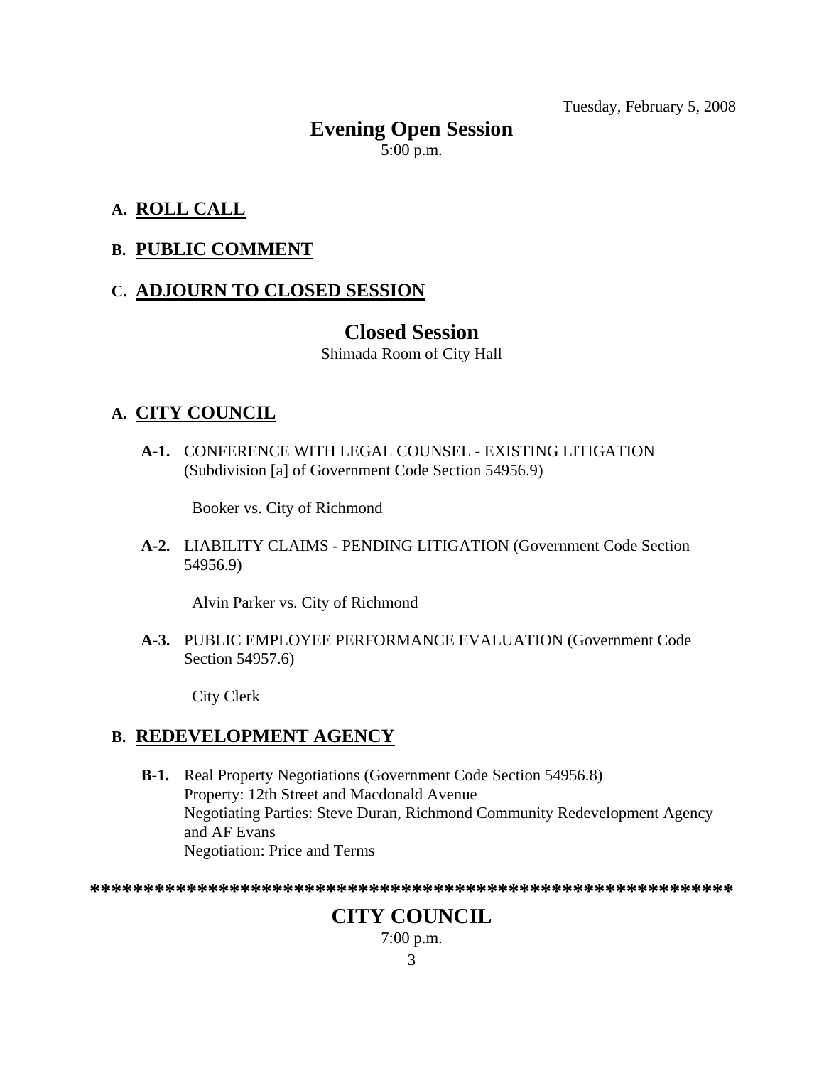Tuesday, February 5, 2008

# Evening Open Session

5:00 p.m.

**A. ROLL CALL**

**B. PUBLIC COMMENT**

**C. ADJOURN TO CLOSED SESSION**

# Closed Session

Shimada Room of City Hall

**A. CITY COUNCIL**

**A-1.** CONFERENCE WITH LEGAL COUNSEL - EXISTING LITIGATION (Subdivision [a] of Government Code Section 54956.9)

Booker vs. City of Richmond

**A-2.** LIABILITY CLAIMS - PENDING LITIGATION (Government Code Section 54956.9)

Alvin Parker vs. City of Richmond

**A-3.** PUBLIC EMPLOYEE PERFORMANCE EVALUATION (Government Code Section 54957.6)

City Clerk

**B. REDEVELOPMENT AGENCY**

**B-1.** Real Property Negotiations (Government Code Section 54956.8)
Property: 12th Street and Macdonald Avenue
Negotiating Parties: Steve Duran, Richmond Community Redevelopment Agency and AF Evans
Negotiation: Price and Terms

**************************************************************

# CITY COUNCIL

7:00 p.m.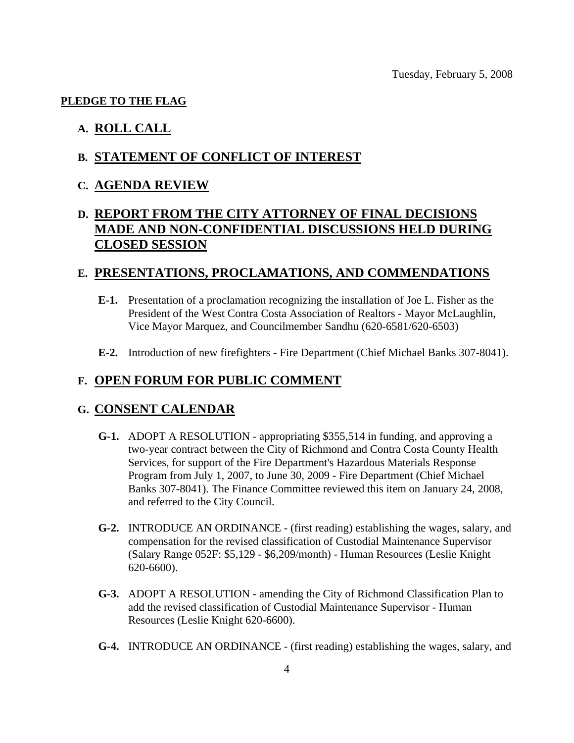Tuesday, February 5, 2008

**PLEDGE TO THE FLAG**

## A. ROLL CALL

## B. STATEMENT OF CONFLICT OF INTEREST

## C. AGENDA REVIEW

## D. REPORT FROM THE CITY ATTORNEY OF FINAL DECISIONS MADE AND NON-CONFIDENTIAL DISCUSSIONS HELD DURING CLOSED SESSION

## E. PRESENTATIONS, PROCLAMATIONS, AND COMMENDATIONS

**E-1.** Presentation of a proclamation recognizing the installation of Joe L. Fisher as the President of the West Contra Costa Association of Realtors - Mayor McLaughlin, Vice Mayor Marquez, and Councilmember Sandhu (620-6581/620-6503)

**E-2.** Introduction of new firefighters - Fire Department (Chief Michael Banks 307-8041).

## F. OPEN FORUM FOR PUBLIC COMMENT

## G. CONSENT CALENDAR

**G-1.** ADOPT A RESOLUTION - appropriating $355,514 in funding, and approving a two-year contract between the City of Richmond and Contra Costa County Health Services, for support of the Fire Department's Hazardous Materials Response Program from July 1, 2007, to June 30, 2009 - Fire Department (Chief Michael Banks 307-8041). The Finance Committee reviewed this item on January 24, 2008, and referred to the City Council.

**G-2.** INTRODUCE AN ORDINANCE - (first reading) establishing the wages, salary, and compensation for the revised classification of Custodial Maintenance Supervisor (Salary Range 052F: $5,129 - $6,209/month) - Human Resources (Leslie Knight 620-6600).

**G-3.** ADOPT A RESOLUTION - amending the City of Richmond Classification Plan to add the revised classification of Custodial Maintenance Supervisor - Human Resources (Leslie Knight 620-6600).

**G-4.** INTRODUCE AN ORDINANCE - (first reading) establishing the wages, salary, and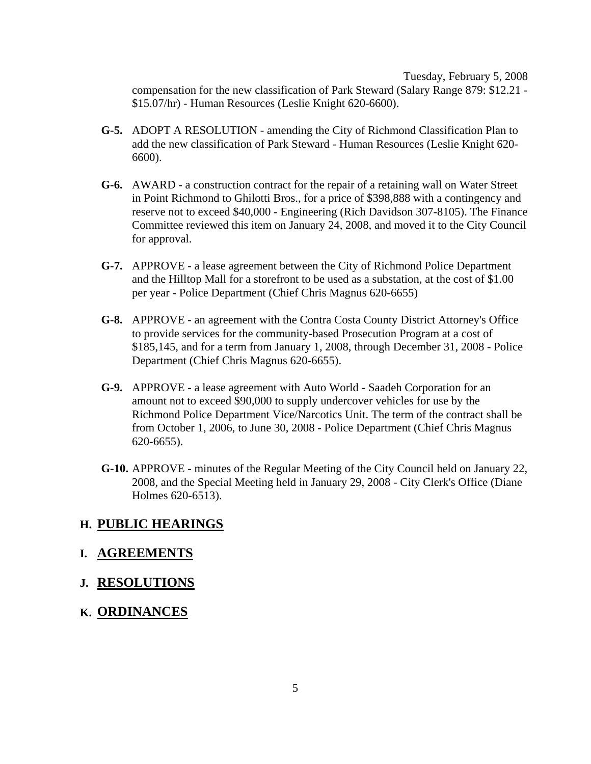compensation for the new classification of Park Steward (Salary Range 879: $12.21 - $15.07/hr) - Human Resources (Leslie Knight 620-6600).

**G-5.** ADOPT A RESOLUTION - amending the City of Richmond Classification Plan to add the new classification of Park Steward - Human Resources (Leslie Knight 620-6600).

**G-6.** AWARD - a construction contract for the repair of a retaining wall on Water Street in Point Richmond to Ghilotti Bros., for a price of $398,888 with a contingency and reserve not to exceed $40,000 - Engineering (Rich Davidson 307-8105). The Finance Committee reviewed this item on January 24, 2008, and moved it to the City Council for approval.

**G-7.** APPROVE - a lease agreement between the City of Richmond Police Department and the Hilltop Mall for a storefront to be used as a substation, at the cost of $1.00 per year - Police Department (Chief Chris Magnus 620-6655)

**G-8.** APPROVE - an agreement with the Contra Costa County District Attorney's Office to provide services for the community-based Prosecution Program at a cost of $185,145, and for a term from January 1, 2008, through December 31, 2008 - Police Department (Chief Chris Magnus 620-6655).

**G-9.** APPROVE - a lease agreement with Auto World - Saadeh Corporation for an amount not to exceed $90,000 to supply undercover vehicles for use by the Richmond Police Department Vice/Narcotics Unit. The term of the contract shall be from October 1, 2006, to June 30, 2008 - Police Department (Chief Chris Magnus 620-6655).

**G-10.** APPROVE - minutes of the Regular Meeting of the City Council held on January 22, 2008, and the Special Meeting held in January 29, 2008 - City Clerk's Office (Diane Holmes 620-6513).

## H. PUBLIC HEARINGS

## I. AGREEMENTS

## J. RESOLUTIONS

## K. ORDINANCES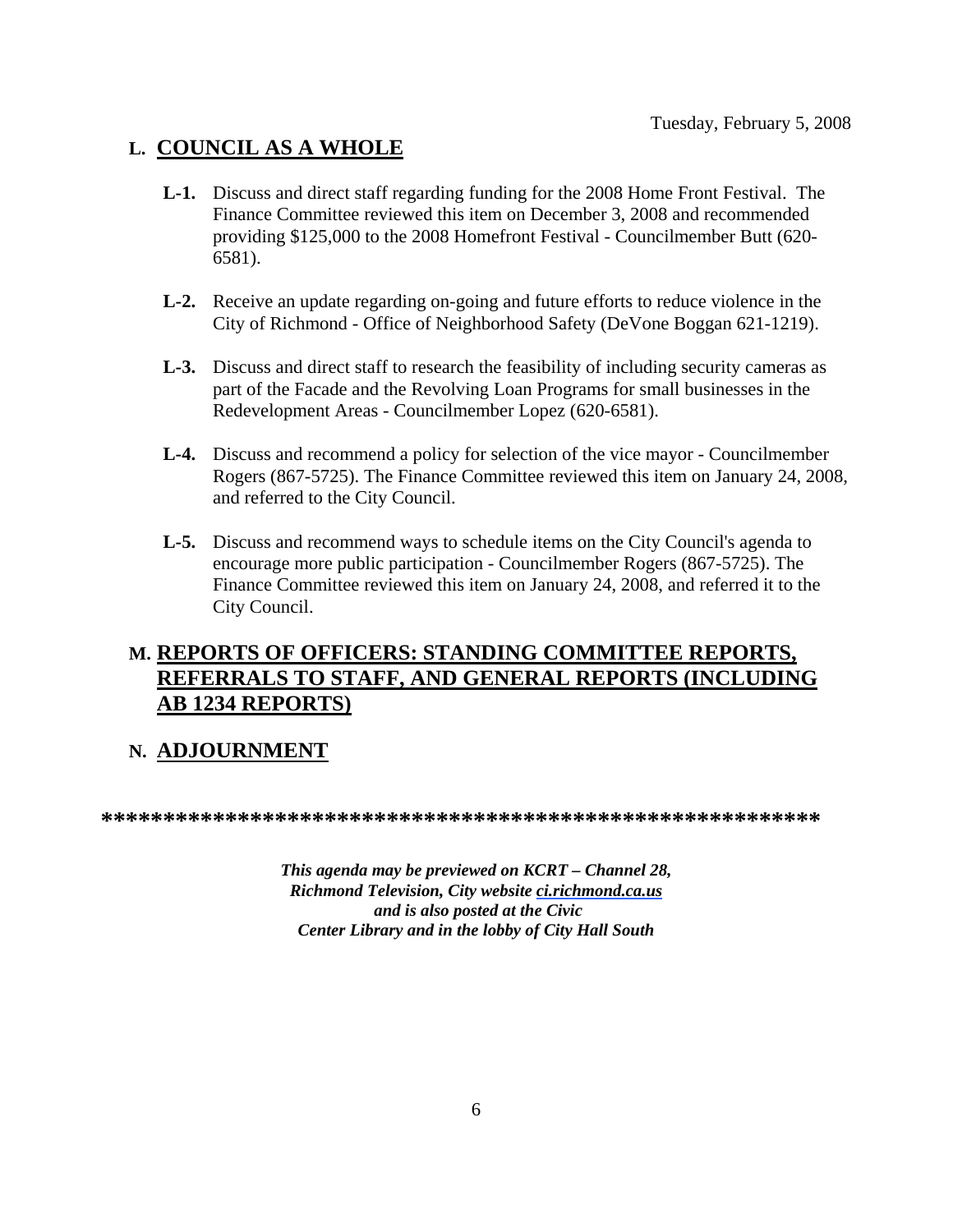Tuesday, February 5, 2008

## L. COUNCIL AS A WHOLE

**L-1.** Discuss and direct staff regarding funding for the 2008 Home Front Festival. The Finance Committee reviewed this item on December 3, 2008 and recommended providing $125,000 to the 2008 Homefront Festival - Councilmember Butt (620-6581).

**L-2.** Receive an update regarding on-going and future efforts to reduce violence in the City of Richmond - Office of Neighborhood Safety (DeVone Boggan 621-1219).

**L-3.** Discuss and direct staff to research the feasibility of including security cameras as part of the Facade and the Revolving Loan Programs for small businesses in the Redevelopment Areas - Councilmember Lopez (620-6581).

**L-4.** Discuss and recommend a policy for selection of the vice mayor - Councilmember Rogers (867-5725). The Finance Committee reviewed this item on January 24, 2008, and referred to the City Council.

**L-5.** Discuss and recommend ways to schedule items on the City Council's agenda to encourage more public participation - Councilmember Rogers (867-5725). The Finance Committee reviewed this item on January 24, 2008, and referred it to the City Council.

## M. REPORTS OF OFFICERS: STANDING COMMITTEE REPORTS, REFERRALS TO STAFF, AND GENERAL REPORTS (INCLUDING AB 1234 REPORTS)

## N. ADJOURNMENT

**\*\*\*\*\*\*\*\*\*\*\*\*\*\*\*\*\*\*\*\*\*\*\*\*\*\*\*\*\*\*\*\*\*\*\*\*\*\*\*\*\*\*\*\*\*\*\*\*\*\*\*\*\*\*\*\*\*\*\*\***

***This agenda may be previewed on KCRT – Channel 28, Richmond Television, City website ci.richmond.ca.us and is also posted at the Civic Center Library and in the lobby of City Hall South***